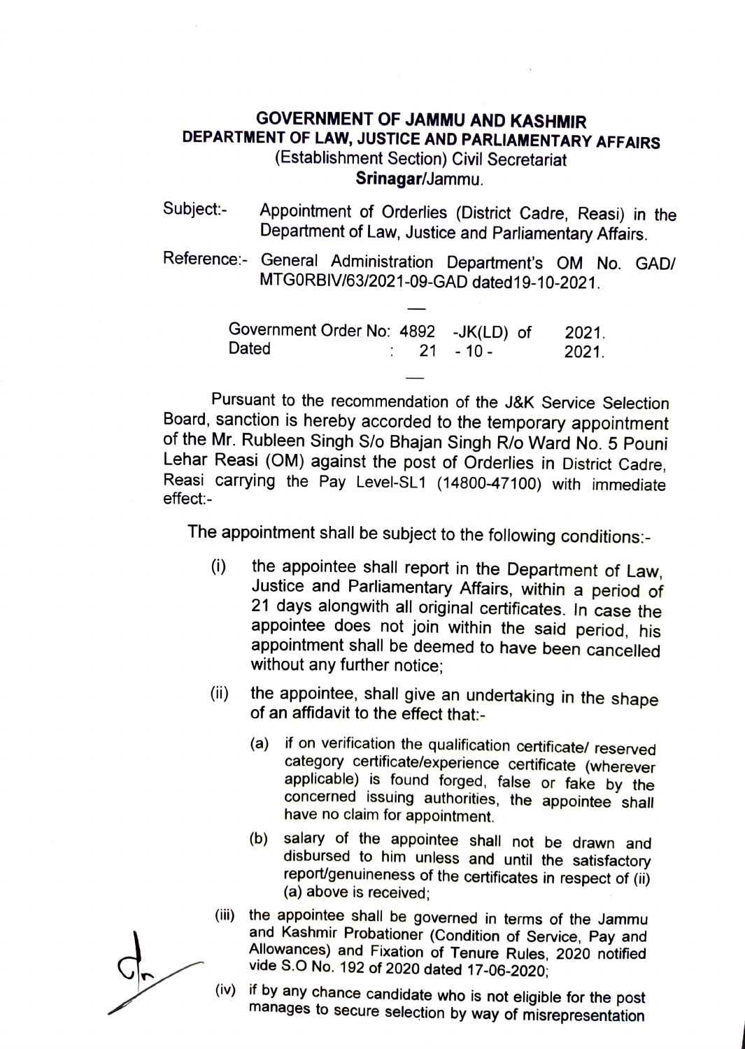# GOVERNMENT OF JAMMU AND KASHMIR
## DEPARTMENT OF LAW, JUSTICE AND PARLIAMENTARY AFFAIRS
(Establishment Section) Civil Secretariat
**Srinagar**/Jammu.

Subject:- Appointment of Orderlies (District Cadre, Reasi) in the Department of Law, Justice and Parliamentary Affairs.

Reference:- General Administration Department's OM No. GAD/ MTG0RBIV/63/2021-09-GAD dated19-10-2021.

Government Order No: 4892 -JK(LD) of 2021.
Dated : 21 - 10 - 2021.

Pursuant to the recommendation of the J&K Service Selection Board, sanction is hereby accorded to the temporary appointment of the Mr. Rubleen Singh S/o Bhajan Singh R/o Ward No. 5 Pouni Lehar Reasi (OM) against the post of Orderlies in District Cadre, Reasi carrying the Pay Level-SL1 (14800-47100) with immediate effect:-

The appointment shall be subject to the following conditions:-

(i) the appointee shall report in the Department of Law, Justice and Parliamentary Affairs, within a period of 21 days alongwith all original certificates. In case the appointee does not join within the said period, his appointment shall be deemed to have been cancelled without any further notice;

(ii) the appointee, shall give an undertaking in the shape of an affidavit to the effect that:-

(a) if on verification the qualification certificate/ reserved category certificate/experience certificate (wherever applicable) is found forged, false or fake by the concerned issuing authorities, the appointee shall have no claim for appointment.

(b) salary of the appointee shall not be drawn and disbursed to him unless and until the satisfactory report/genuineness of the certificates in respect of (ii) (a) above is received;

(iii) the appointee shall be governed in terms of the Jammu and Kashmir Probationer (Condition of Service, Pay and Allowances) and Fixation of Tenure Rules, 2020 notified vide S.O No. 192 of 2020 dated 17-06-2020;

(iv) if by any chance candidate who is not eligible for the post manages to secure selection by way of misrepresentation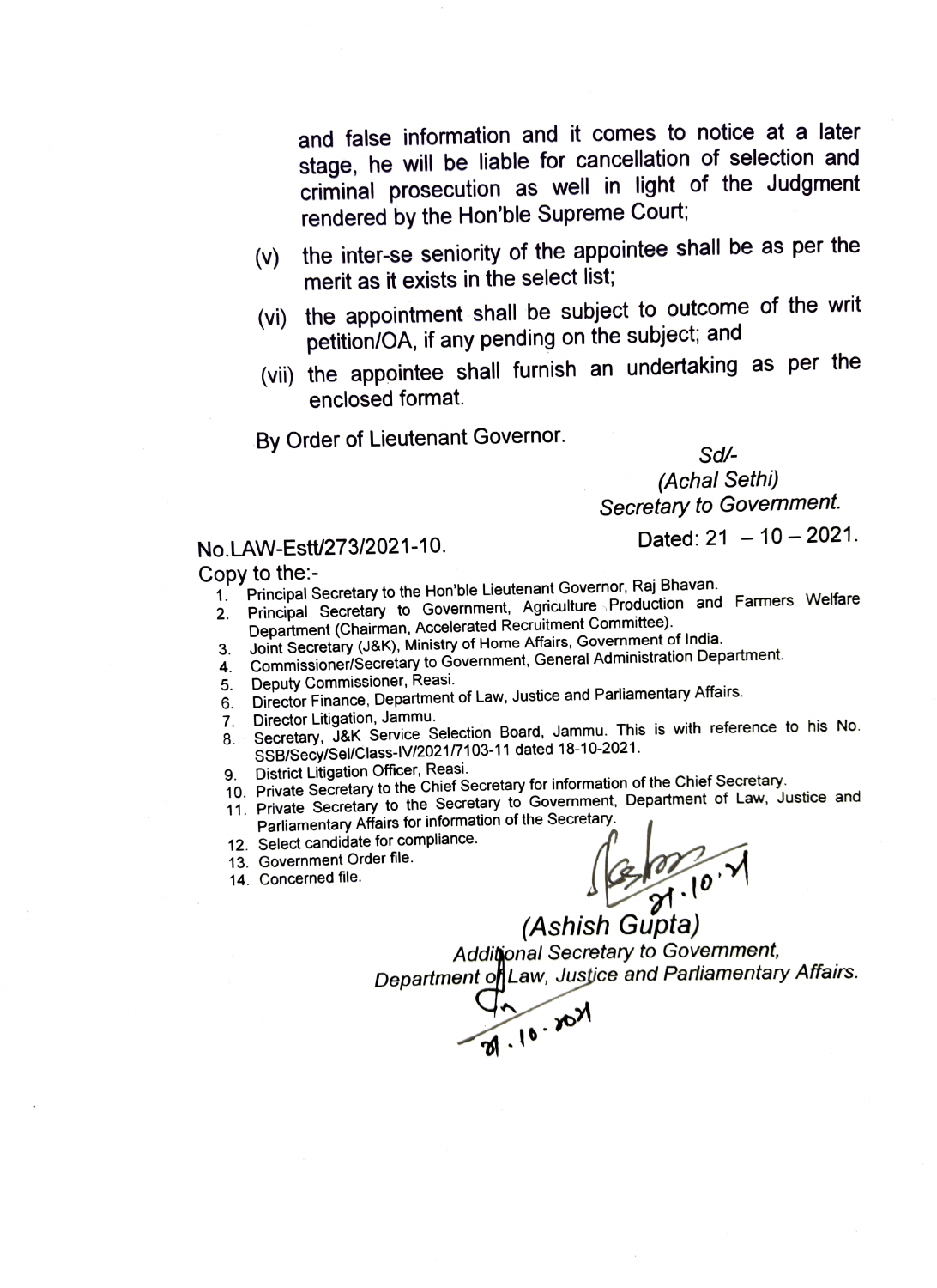and false information and it comes to notice at a later stage, he will be liable for cancellation of selection and criminal prosecution as well in light of the Judgment rendered by the Hon'ble Supreme Court;

(v) the inter-se seniority of the appointee shall be as per the merit as it exists in the select list;

(vi) the appointment shall be subject to outcome of the writ petition/OA, if any pending on the subject; and

(vii) the appointee shall furnish an undertaking as per the enclosed format.

By Order of Lieutenant Governor.

*Sd/-*
*(Achal Sethi)*
*Secretary to Government.*

No.LAW-Estt/273/2021-10.

Dated: 21 – 10 – 2021.

Copy to the:-

1. Principal Secretary to the Hon'ble Lieutenant Governor, Raj Bhavan.
2. Principal Secretary to Government, Agriculture Production and Farmers Welfare Department (Chairman, Accelerated Recruitment Committee).
3. Joint Secretary (J&K), Ministry of Home Affairs, Government of India.
4. Commissioner/Secretary to Government, General Administration Department.
5. Deputy Commissioner, Reasi.
6. Director Finance, Department of Law, Justice and Parliamentary Affairs.
7. Director Litigation, Jammu.
8. Secretary, J&K Service Selection Board, Jammu. This is with reference to his No. SSB/Secy/Sel/Class-IV/2021/7103-11 dated 18-10-2021.
9. District Litigation Officer, Reasi.
10. Private Secretary to the Chief Secretary for information of the Chief Secretary.
11. Private Secretary to the Secretary to Government, Department of Law, Justice and Parliamentary Affairs for information of the Secretary.
12. Select candidate for compliance.
13. Government Order file.
14. Concerned file.

21.10.21

*(Ashish Gupta)*
*Additional Secretary to Government,*
*Department of Law, Justice and Parliamentary Affairs.*

21.10.2021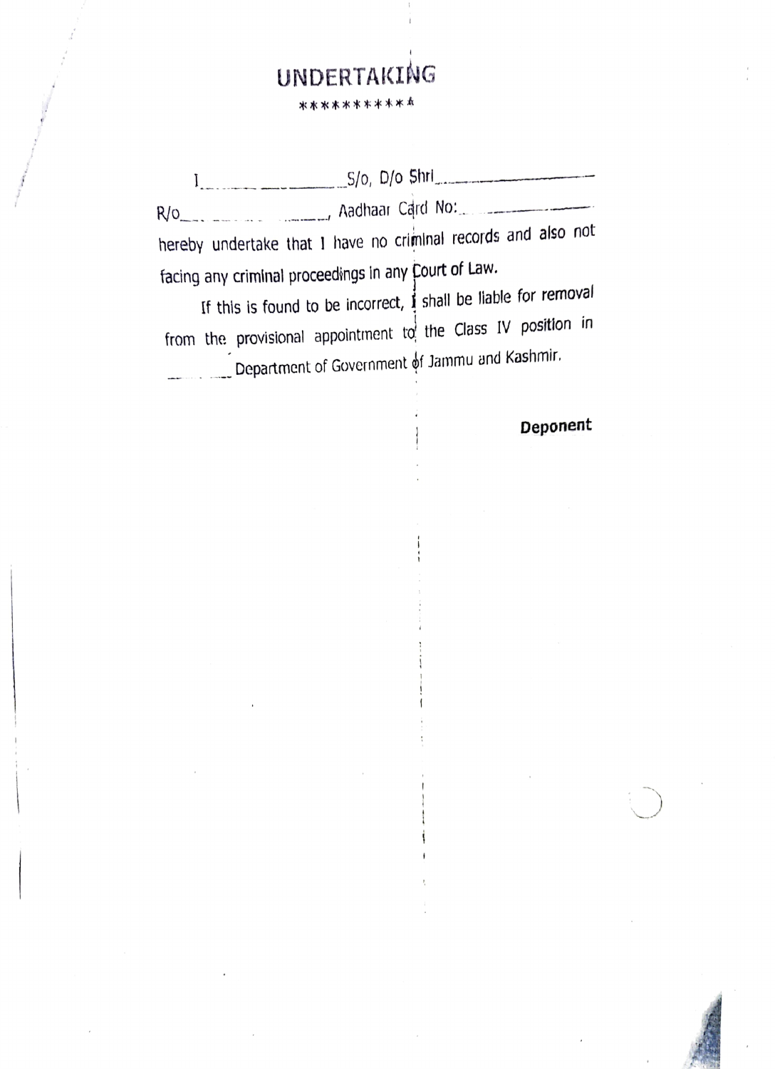# UNDERTAKING

***********

I________________S/o, D/o Shri____________________
R/o______________, Aadhaar Card No:________________
hereby undertake that I have no criminal records and also not facing any criminal proceedings in any Court of Law.

If this is found to be incorrect, I shall be liable for removal from the provisional appointment to the Class IV position in ________ Department of Government of Jammu and Kashmir.

**Deponent**